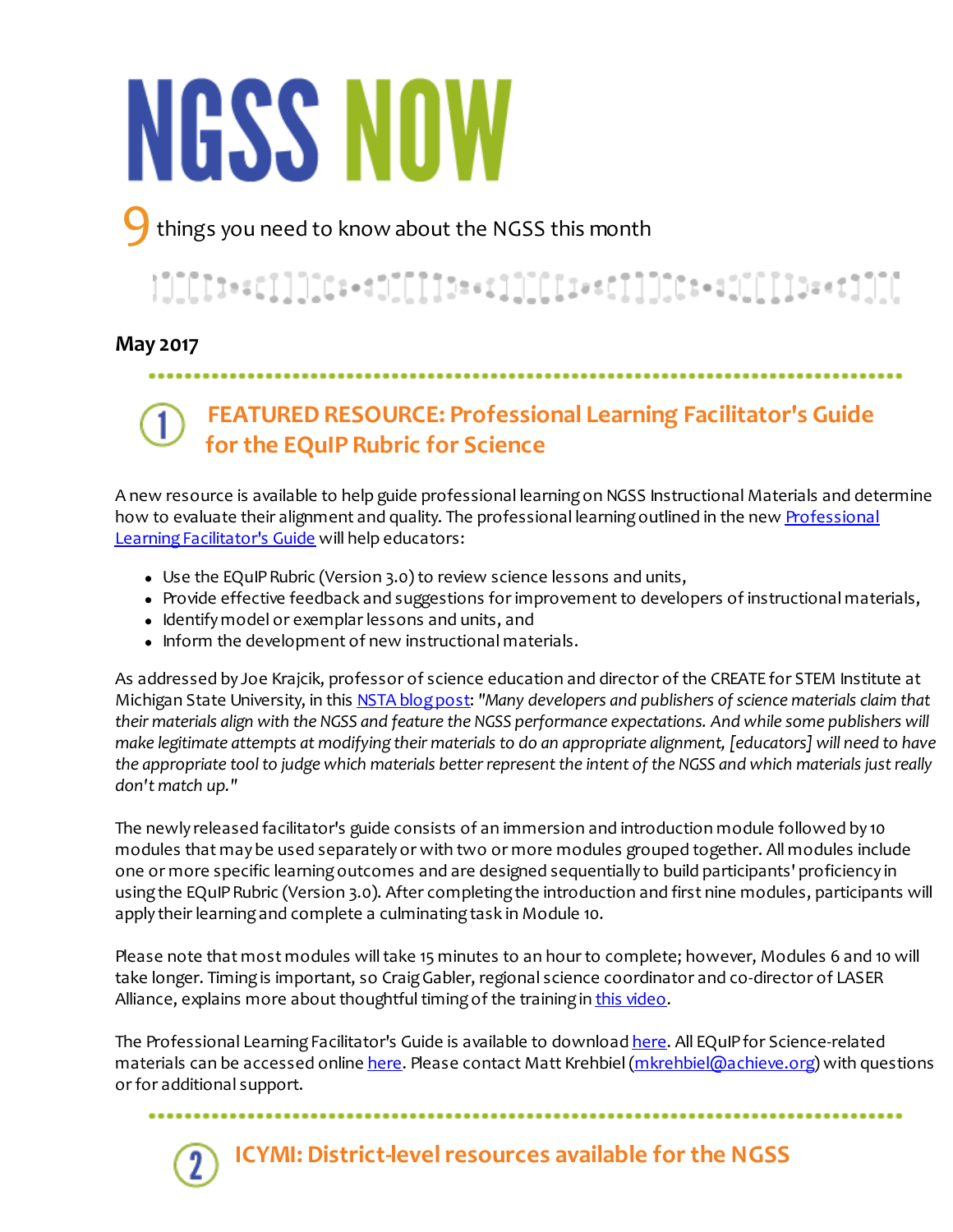# NGSS NOW

9 things you need to know about the NGSS this month

**May 2017**

## 1 FEATURED RESOURCE: Professional Learning Facilitator's Guide for the EQuIP Rubric for Science

A new resource is available to help guide professional learning on NGSS Instructional Materials and determine how to evaluate their alignment and quality. The professional learning outlined in the new Professional Learning Facilitator's Guide will help educators:

- Use the EQuIP Rubric (Version 3.0) to review science lessons and units,
- Provide effective feedback and suggestions for improvement to developers of instructional materials,
- Identify model or exemplar lessons and units, and
- Inform the development of new instructional materials.

As addressed by Joe Krajcik, professor of science education and director of the CREATE for STEM Institute at Michigan State University, in this NSTA blog post: *"Many developers and publishers of science materials claim that their materials align with the NGSS and feature the NGSS performance expectations. And while some publishers will make legitimate attempts at modifying their materials to do an appropriate alignment, [educators] will need to have the appropriate tool to judge which materials better represent the intent of the NGSS and which materials just really don't match up."*

The newly released facilitator's guide consists of an immersion and introduction module followed by 10 modules that may be used separately or with two or more modules grouped together. All modules include one or more specific learning outcomes and are designed sequentially to build participants' proficiency in using the EQuIP Rubric (Version 3.0). After completing the introduction and first nine modules, participants will apply their learning and complete a culminating task in Module 10.

Please note that most modules will take 15 minutes to an hour to complete; however, Modules 6 and 10 will take longer. Timing is important, so Craig Gabler, regional science coordinator and co-director of LASER Alliance, explains more about thoughtful timing of the training in this video.

The Professional Learning Facilitator's Guide is available to download here. All EQuIP for Science-related materials can be accessed online here. Please contact Matt Krehbiel (mkrehbiel@achieve.org) with questions or for additional support.

## 2 ICYMI: District-level resources available for the NGSS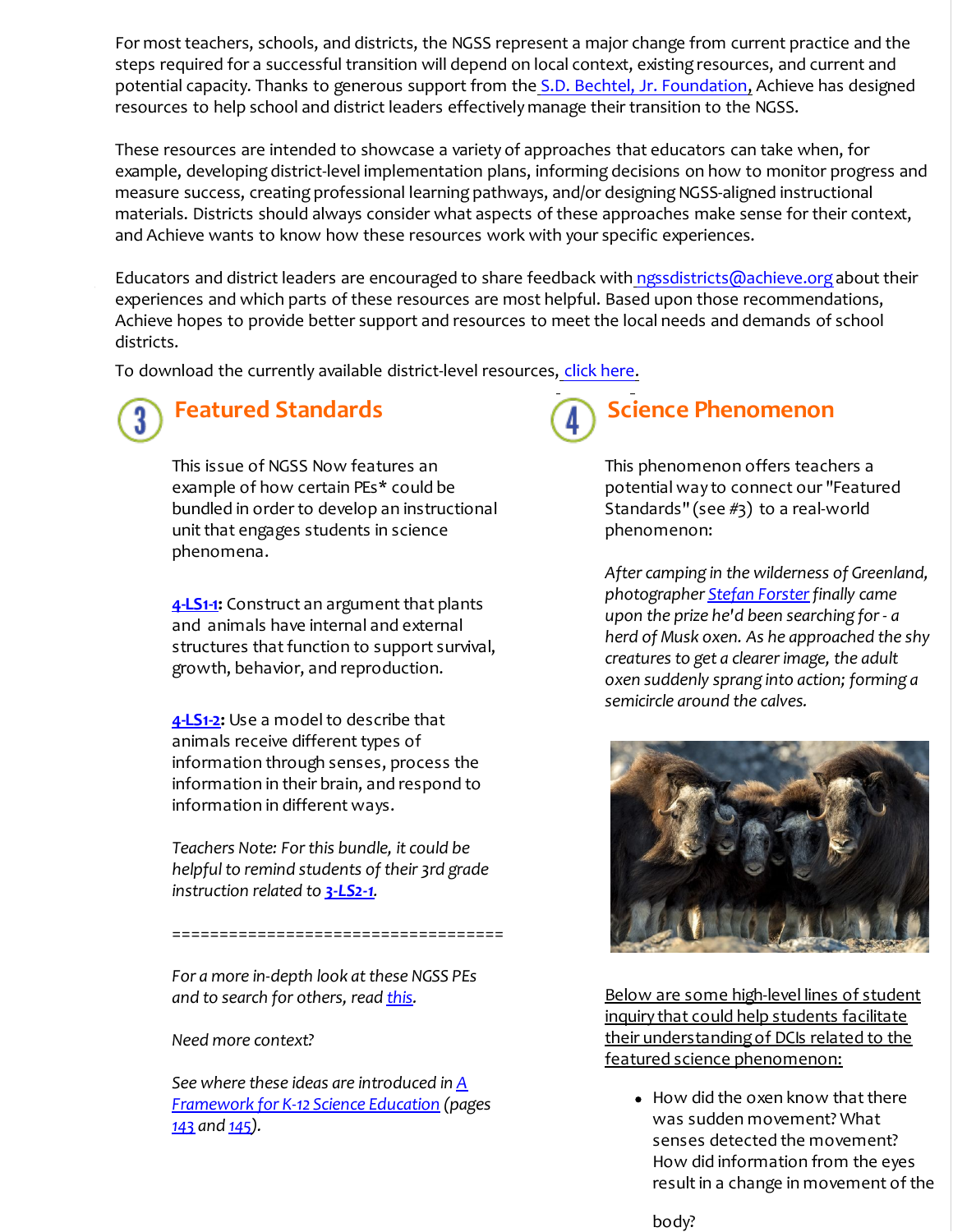For most teachers, schools, and districts, the NGSS represent a major change from current practice and the steps required for a successful transition will depend on local context, existing resources, and current and potential capacity. Thanks to generous support from the S.D. Bechtel, Jr. Foundation, Achieve has designed resources to help school and district leaders effectively manage their transition to the NGSS.

These resources are intended to showcase a variety of approaches that educators can take when, for example, developing district-level implementation plans, informing decisions on how to monitor progress and measure success, creating professional learning pathways, and/or designing NGSS-aligned instructional materials. Districts should always consider what aspects of these approaches make sense for their context, and Achieve wants to know how these resources work with your specific experiences.

Educators and district leaders are encouraged to share feedback with ngssdistricts@achieve.org about their experiences and which parts of these resources are most helpful. Based upon those recommendations, Achieve hopes to provide better support and resources to meet the local needs and demands of school districts.

To download the currently available district-level resources, click here.

## 3 Featured Standards

This issue of NGSS Now features an example of how certain PEs* could be bundled in order to develop an instructional unit that engages students in science phenomena.

**4-LS1-1**: Construct an argument that plants and animals have internal and external structures that function to support survival, growth, behavior, and reproduction.

**4-LS1-2**: Use a model to describe that animals receive different types of information through senses, process the information in their brain, and respond to information in different ways.

*Teachers Note: For this bundle, it could be helpful to remind students of their 3rd grade instruction related to **3-LS2-1**.*

===================================

*For a more in-depth look at these NGSS PEs and to search for others, read this.*

*Need more context?*

*See where these ideas are introduced in A Framework for K-12 Science Education (pages 143 and 145).*

## 4 Science Phenomenon

This phenomenon offers teachers a potential way to connect our "Featured Standards" (see #3) to a real-world phenomenon:

*After camping in the wilderness of Greenland, photographer Stefan Forster finally came upon the prize he'd been searching for - a herd of Musk oxen. As he approached the shy creatures to get a clearer image, the adult oxen suddenly sprang into action; forming a semicircle around the calves.*

Below are some high-level lines of student inquiry that could help students facilitate their understanding of DCIs related to the featured science phenomenon:

- How did the oxen know that there was sudden movement? What senses detected the movement? How did information from the eyes result in a change in movement of the body?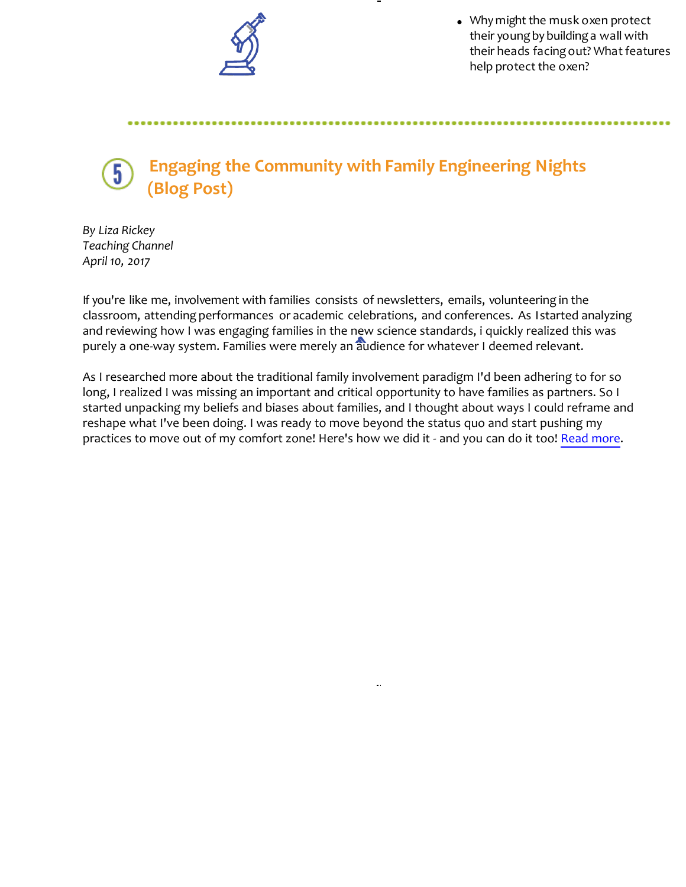- Why might the musk oxen protect their young by building a wall with their heads facing out? What features help protect the oxen?

## Engaging the Community with Family Engineering Nights (Blog Post)

*By Liza Rickey*
*Teaching Channel*
*April 10, 2017*

If you're like me, involvement with families consists of newsletters, emails, volunteering in the classroom, attending performances or academic celebrations, and conferences. As I started analyzing and reviewing how I was engaging families in the new science standards, i quickly realized this was purely a one-way system. Families were merely an audience for whatever I deemed relevant.

As I researched more about the traditional family involvement paradigm I'd been adhering to for so long, I realized I was missing an important and critical opportunity to have families as partners. So I started unpacking my beliefs and biases about families, and I thought about ways I could reframe and reshape what I've been doing. I was ready to move beyond the status quo and start pushing my practices to move out of my comfort zone! Here's how we did it - and you can do it too! Read more.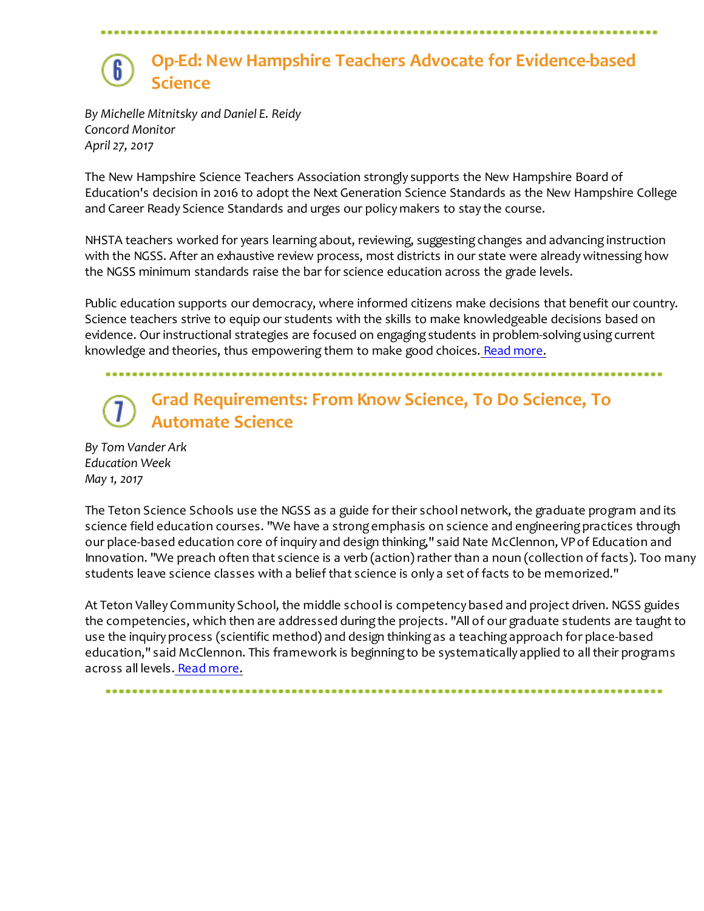## 6 Op-Ed: New Hampshire Teachers Advocate for Evidence-based Science

*By Michelle Mitnitsky and Daniel E. Reidy*
*Concord Monitor*
*April 27, 2017*

The New Hampshire Science Teachers Association strongly supports the New Hampshire Board of Education's decision in 2016 to adopt the Next Generation Science Standards as the New Hampshire College and Career Ready Science Standards and urges our policy makers to stay the course.

NHSTA teachers worked for years learning about, reviewing, suggesting changes and advancing instruction with the NGSS. After an exhaustive review process, most districts in our state were already witnessing how the NGSS minimum standards raise the bar for science education across the grade levels.

Public education supports our democracy, where informed citizens make decisions that benefit our country. Science teachers strive to equip our students with the skills to make knowledgeable decisions based on evidence. Our instructional strategies are focused on engaging students in problem-solving using current knowledge and theories, thus empowering them to make good choices. Read more.

## 7 Grad Requirements: From Know Science, To Do Science, To Automate Science

*By Tom Vander Ark*
*Education Week*
*May 1, 2017*

The Teton Science Schools use the NGSS as a guide for their school network, the graduate program and its science field education courses. "We have a strong emphasis on science and engineering practices through our place-based education core of inquiry and design thinking," said Nate McClennon, VP of Education and Innovation. "We preach often that science is a verb (action) rather than a noun (collection of facts). Too many students leave science classes with a belief that science is only a set of facts to be memorized."

At Teton Valley Community School, the middle school is competency based and project driven. NGSS guides the competencies, which then are addressed during the projects. "All of our graduate students are taught to use the inquiry process (scientific method) and design thinking as a teaching approach for place-based education," said McClennon. This framework is beginning to be systematically applied to all their programs across all levels. Read more.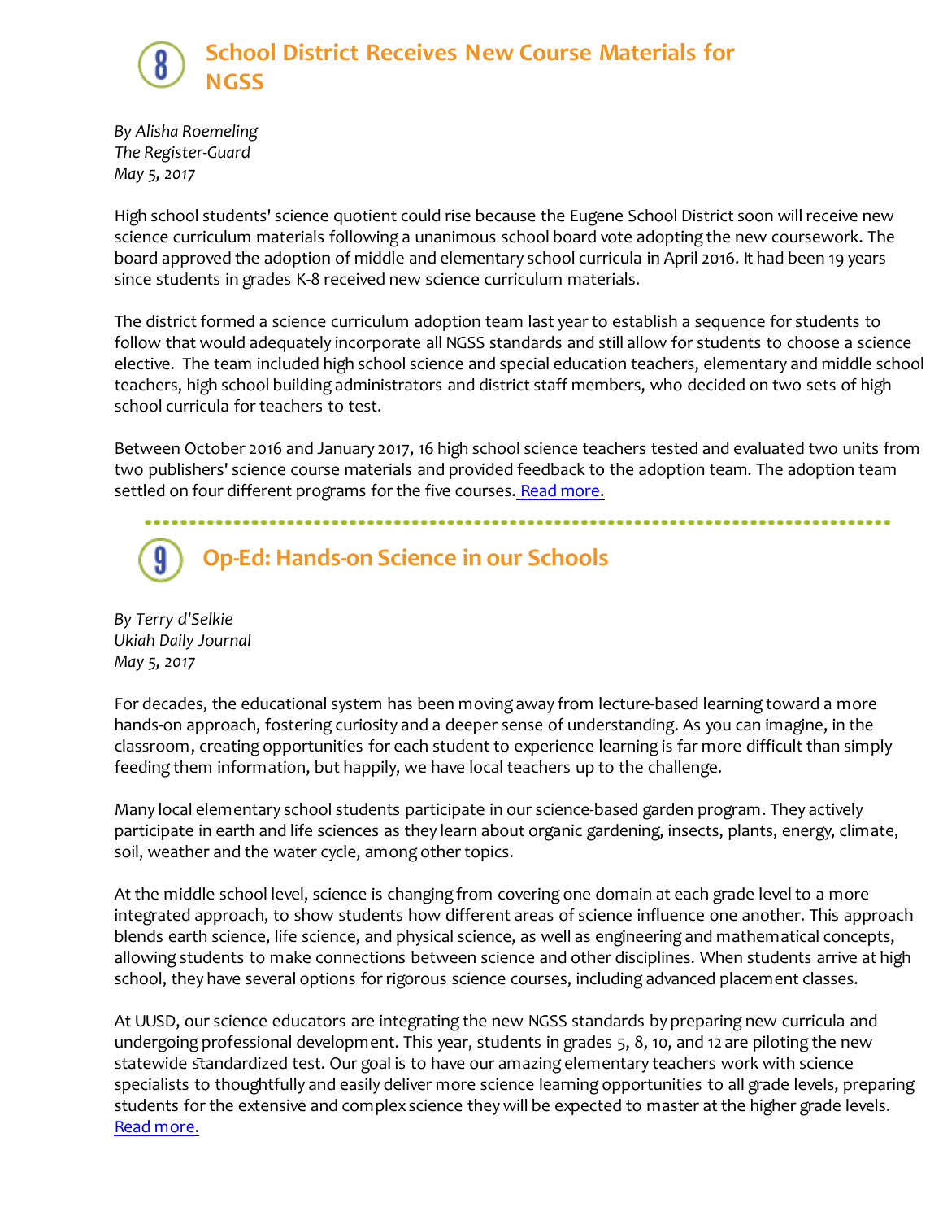## 8 School District Receives New Course Materials for NGSS

*By Alisha Roemeling*
*The Register-Guard*
*May 5, 2017*

High school students' science quotient could rise because the Eugene School District soon will receive new science curriculum materials following a unanimous school board vote adopting the new coursework. The board approved the adoption of middle and elementary school curricula in April 2016. It had been 19 years since students in grades K-8 received new science curriculum materials.

The district formed a science curriculum adoption team last year to establish a sequence for students to follow that would adequately incorporate all NGSS standards and still allow for students to choose a science elective. The team included high school science and special education teachers, elementary and middle school teachers, high school building administrators and district staff members, who decided on two sets of high school curricula for teachers to test.

Between October 2016 and January 2017, 16 high school science teachers tested and evaluated two units from two publishers' science course materials and provided feedback to the adoption team. The adoption team settled on four different programs for the five courses. Read more.

## 9 Op-Ed: Hands-on Science in our Schools

*By Terry d'Selkie*
*Ukiah Daily Journal*
*May 5, 2017*

For decades, the educational system has been moving away from lecture-based learning toward a more hands-on approach, fostering curiosity and a deeper sense of understanding. As you can imagine, in the classroom, creating opportunities for each student to experience learning is far more difficult than simply feeding them information, but happily, we have local teachers up to the challenge.

Many local elementary school students participate in our science-based garden program. They actively participate in earth and life sciences as they learn about organic gardening, insects, plants, energy, climate, soil, weather and the water cycle, among other topics.

At the middle school level, science is changing from covering one domain at each grade level to a more integrated approach, to show students how different areas of science influence one another. This approach blends earth science, life science, and physical science, as well as engineering and mathematical concepts, allowing students to make connections between science and other disciplines. When students arrive at high school, they have several options for rigorous science courses, including advanced placement classes.

At UUSD, our science educators are integrating the new NGSS standards by preparing new curricula and undergoing professional development. This year, students in grades 5, 8, 10, and 12 are piloting the new statewide standardized test. Our goal is to have our amazing elementary teachers work with science specialists to thoughtfully and easily deliver more science learning opportunities to all grade levels, preparing students for the extensive and complex science they will be expected to master at the higher grade levels. Read more.